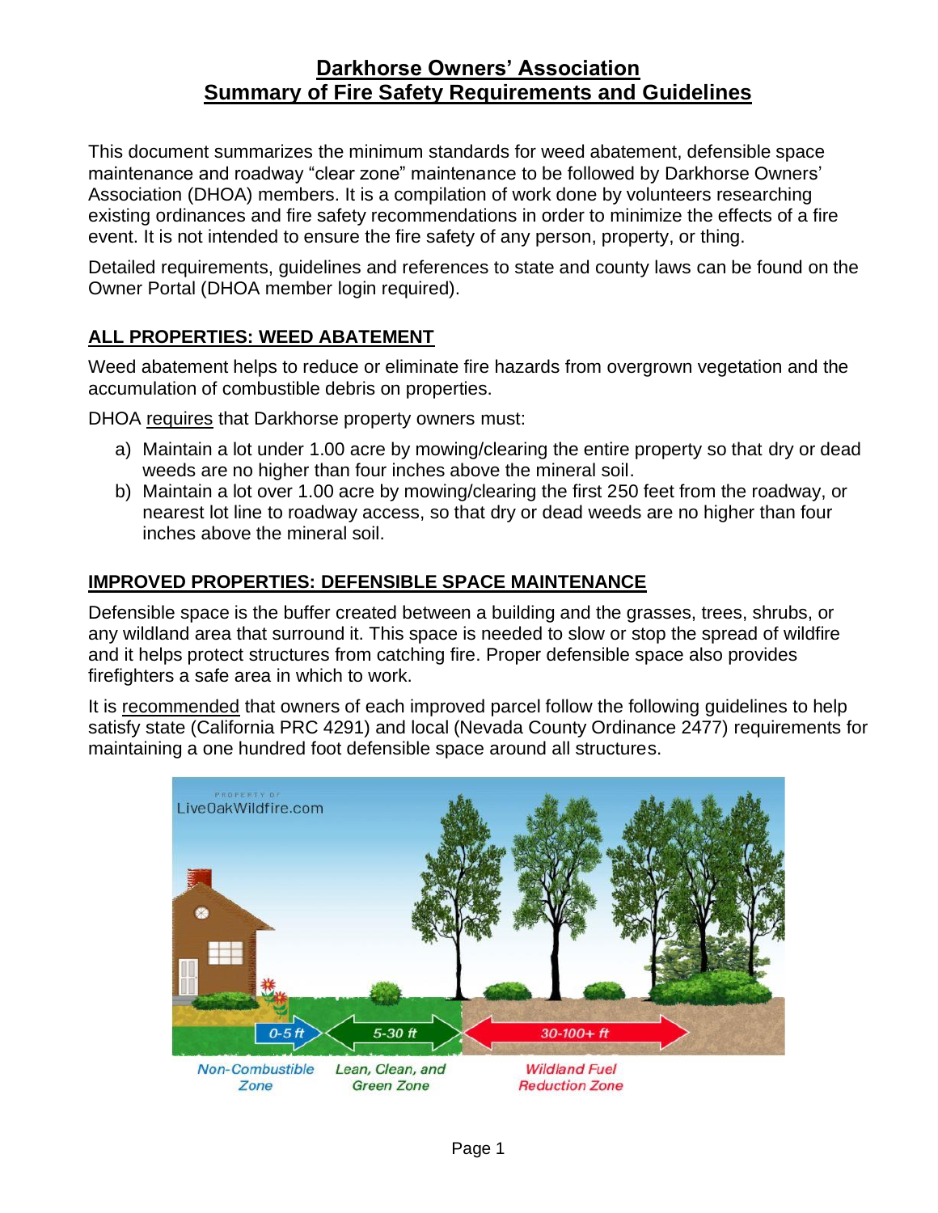# Darkhorse Owners' Association
## Summary of Fire Safety Requirements and Guidelines

This document summarizes the minimum standards for weed abatement, defensible space maintenance and roadway "clear zone" maintenance to be followed by Darkhorse Owners' Association (DHOA) members. It is a compilation of work done by volunteers researching existing ordinances and fire safety recommendations in order to minimize the effects of a fire event. It is not intended to ensure the fire safety of any person, property, or thing.

Detailed requirements, guidelines and references to state and county laws can be found on the Owner Portal (DHOA member login required).

### ALL PROPERTIES: WEED ABATEMENT

Weed abatement helps to reduce or eliminate fire hazards from overgrown vegetation and the accumulation of combustible debris on properties.

DHOA requires that Darkhorse property owners must:

a) Maintain a lot under 1.00 acre by mowing/clearing the entire property so that dry or dead weeds are no higher than four inches above the mineral soil.
b) Maintain a lot over 1.00 acre by mowing/clearing the first 250 feet from the roadway, or nearest lot line to roadway access, so that dry or dead weeds are no higher than four inches above the mineral soil.

### IMPROVED PROPERTIES: DEFENSIBLE SPACE MAINTENANCE

Defensible space is the buffer created between a building and the grasses, trees, shrubs, or any wildland area that surround it. This space is needed to slow or stop the spread of wildfire and it helps protect structures from catching fire. Proper defensible space also provides firefighters a safe area in which to work.

It is recommended that owners of each improved parcel follow the following guidelines to help satisfy state (California PRC 4291) and local (Nevada County Ordinance 2477) requirements for maintaining a one hundred foot defensible space around all structures.

PROPERTY OF
LiveOakWildfire.com

0-5 ft
5-30 ft
30-100+ ft

Non-Combustible Zone
Lean, Clean, and Green Zone
Wildland Fuel Reduction Zone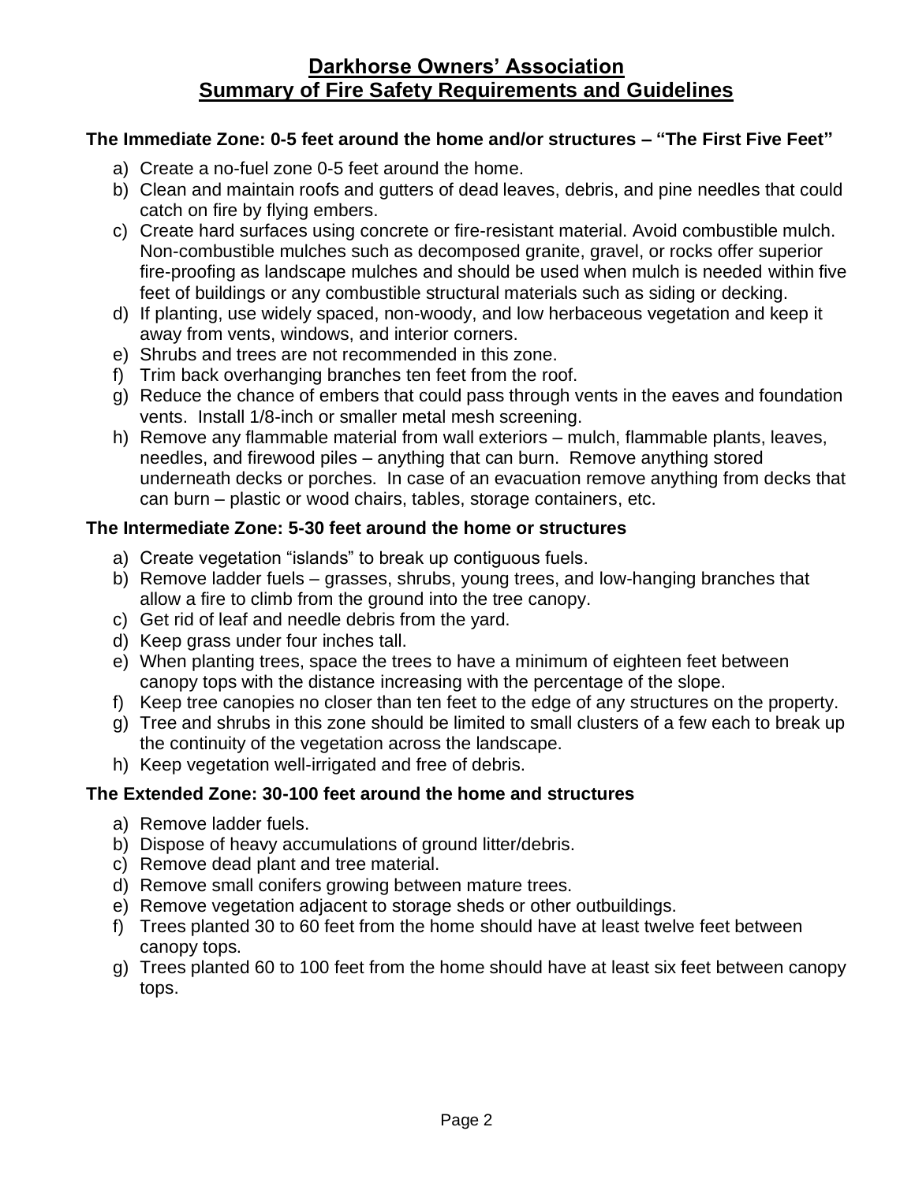# Darkhorse Owners' Association
# Summary of Fire Safety Requirements and Guidelines

### The Immediate Zone: 0-5 feet around the home and/or structures – "The First Five Feet"

a) Create a no-fuel zone 0-5 feet around the home.
b) Clean and maintain roofs and gutters of dead leaves, debris, and pine needles that could catch on fire by flying embers.
c) Create hard surfaces using concrete or fire-resistant material. Avoid combustible mulch. Non-combustible mulches such as decomposed granite, gravel, or rocks offer superior fire-proofing as landscape mulches and should be used when mulch is needed within five feet of buildings or any combustible structural materials such as siding or decking.
d) If planting, use widely spaced, non-woody, and low herbaceous vegetation and keep it away from vents, windows, and interior corners.
e) Shrubs and trees are not recommended in this zone.
f) Trim back overhanging branches ten feet from the roof.
g) Reduce the chance of embers that could pass through vents in the eaves and foundation vents. Install 1/8-inch or smaller metal mesh screening.
h) Remove any flammable material from wall exteriors – mulch, flammable plants, leaves, needles, and firewood piles – anything that can burn. Remove anything stored underneath decks or porches. In case of an evacuation remove anything from decks that can burn – plastic or wood chairs, tables, storage containers, etc.

### The Intermediate Zone: 5-30 feet around the home or structures

a) Create vegetation "islands" to break up contiguous fuels.
b) Remove ladder fuels – grasses, shrubs, young trees, and low-hanging branches that allow a fire to climb from the ground into the tree canopy.
c) Get rid of leaf and needle debris from the yard.
d) Keep grass under four inches tall.
e) When planting trees, space the trees to have a minimum of eighteen feet between canopy tops with the distance increasing with the percentage of the slope.
f) Keep tree canopies no closer than ten feet to the edge of any structures on the property.
g) Tree and shrubs in this zone should be limited to small clusters of a few each to break up the continuity of the vegetation across the landscape.
h) Keep vegetation well-irrigated and free of debris.

### The Extended Zone: 30-100 feet around the home and structures

a) Remove ladder fuels.
b) Dispose of heavy accumulations of ground litter/debris.
c) Remove dead plant and tree material.
d) Remove small conifers growing between mature trees.
e) Remove vegetation adjacent to storage sheds or other outbuildings.
f) Trees planted 30 to 60 feet from the home should have at least twelve feet between canopy tops.
g) Trees planted 60 to 100 feet from the home should have at least six feet between canopy tops.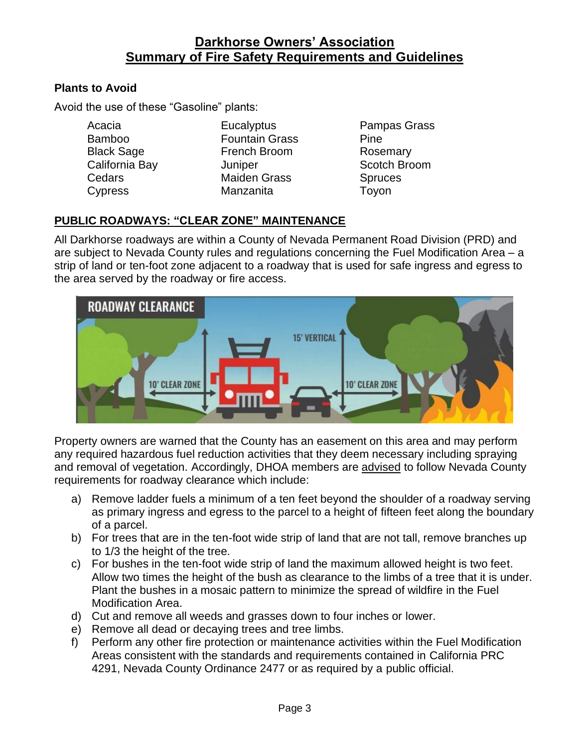# Darkhorse Owners' Association
# Summary of Fire Safety Requirements and Guidelines

**Plants to Avoid**

Avoid the use of these "Gasoline" plants:

- Acacia
- Bamboo
- Black Sage
- California Bay
- Cedars
- Cypress
- Eucalyptus
- Fountain Grass
- French Broom
- Juniper
- Maiden Grass
- Manzanita
- Pampas Grass
- Pine
- Rosemary
- Scotch Broom
- Spruces
- Toyon

## PUBLIC ROADWAYS: "CLEAR ZONE" MAINTENANCE

All Darkhorse roadways are within a County of Nevada Permanent Road Division (PRD) and are subject to Nevada County rules and regulations concerning the Fuel Modification Area – a strip of land or ten-foot zone adjacent to a roadway that is used for safe ingress and egress to the area served by the roadway or fire access.

ROADWAY CLEARANCE

15' VERTICAL

10' CLEAR ZONE

10' CLEAR ZONE

Property owners are warned that the County has an easement on this area and may perform any required hazardous fuel reduction activities that they deem necessary including spraying and removal of vegetation. Accordingly, DHOA members are advised to follow Nevada County requirements for roadway clearance which include:

a) Remove ladder fuels a minimum of a ten feet beyond the shoulder of a roadway serving as primary ingress and egress to the parcel to a height of fifteen feet along the boundary of a parcel.
b) For trees that are in the ten-foot wide strip of land that are not tall, remove branches up to 1/3 the height of the tree.
c) For bushes in the ten-foot wide strip of land the maximum allowed height is two feet. Allow two times the height of the bush as clearance to the limbs of a tree that it is under. Plant the bushes in a mosaic pattern to minimize the spread of wildfire in the Fuel Modification Area.
d) Cut and remove all weeds and grasses down to four inches or lower.
e) Remove all dead or decaying trees and tree limbs.
f) Perform any other fire protection or maintenance activities within the Fuel Modification Areas consistent with the standards and requirements contained in California PRC 4291, Nevada County Ordinance 2477 or as required by a public official.